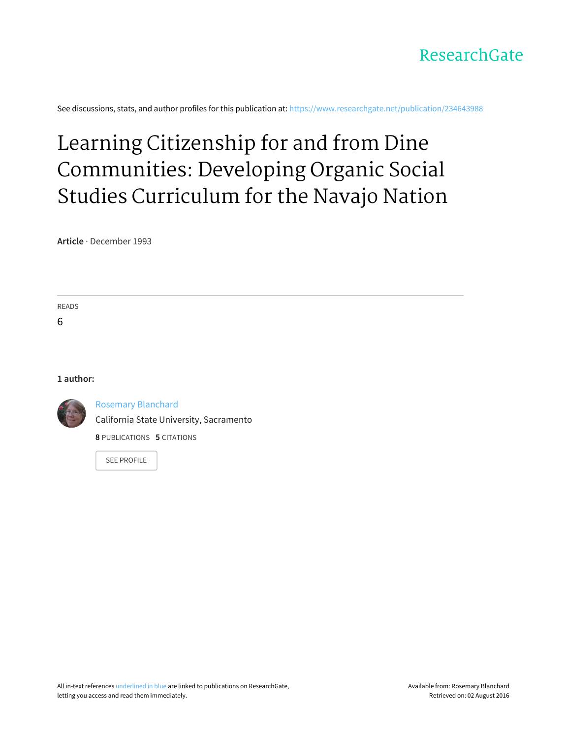ResearchGate

See discussions, stats, and author profiles for this publication at: https://www.researchgate.net/publication/234643988

# Learning Citizenship for and from Dine Communities: Developing Organic Social Studies Curriculum for the Navajo Nation

**Article** · December 1993

READS

6

**1 author:**

Rosemary Blanchard

California State University, Sacramento

**8** PUBLICATIONS **5** CITATIONS

SEE PROFILE

All in-text references underlined in blue are linked to publications on ResearchGate, letting you access and read them immediately.

Available from: Rosemary Blanchard

Retrieved on: 02 August 2016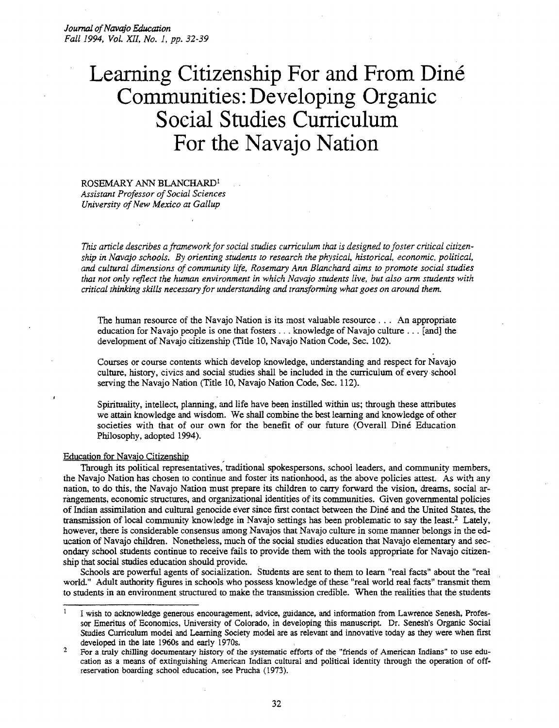# Learning Citizenship For and From Diné Communities: Developing Organic Social Studies Curriculum For the Navajo Nation

ROSEMARY ANN BLANCHARD[1]
*Assistant Professor of Social Sciences*
*University of New Mexico at Gallup*

*This article describes a framework for social studies curriculum that is designed to foster critical citizenship in Navajo schools. By orienting students to research the physical, historical, economic, political, and cultural dimensions of community life, Rosemary Ann Blanchard aims to promote social studies that not only reflect the human environment in which Navajo students live, but also arm students with critical thinking skills necessary for understanding and transforming what goes on around them.*

> The human resource of the Navajo Nation is its most valuable resource . . . An appropriate education for Navajo people is one that fosters . . . knowledge of Navajo culture . . . [and] the development of Navajo citizenship (Title 10, Navajo Nation Code, Sec. 102).

> Courses or course contents which develop knowledge, understanding and respect for Navajo culture, history, civics and social studies shall be included in the curriculum of every school serving the Navajo Nation (Title 10, Navajo Nation Code, Sec. 112).

> Spirituality, intellect, planning, and life have been instilled within us; through these attributes we attain knowledge and wisdom. We shall combine the best learning and knowledge of other societies with that of our own for the benefit of our future (Overall Diné Education Philosophy, adopted 1994).

## Education for Navajo Citizenship

Through its political representatives, traditional spokespersons, school leaders, and community members, the Navajo Nation has chosen to continue and foster its nationhood, as the above policies attest. As with any nation, to do this, the Navajo Nation must prepare its children to carry forward the vision, dreams, social arrangements, economic structures, and organizational identities of its communities. Given governmental policies of Indian assimilation and cultural genocide ever since first contact between the Diné and the United States, the transmission of local community knowledge in Navajo settings has been problematic to say the least.[2] Lately, however, there is considerable consensus among Navajos that Navajo culture in some manner belongs in the education of Navajo children. Nonetheless, much of the social studies education that Navajo elementary and secondary school students continue to receive fails to provide them with the tools appropriate for Navajo citizenship that social studies education should provide.

Schools are powerful agents of socialization. Students are sent to them to learn "real facts" about the "real world." Adult authority figures in schools who possess knowledge of these "real world real facts" transmit them to students in an environment structured to make the transmission credible. When the realities that the students

---

[1] I wish to acknowledge generous encouragement, advice, guidance, and information from Lawrence Senesh, Professor Emeritus of Economics, University of Colorado, in developing this manuscript. Dr. Senesh's Organic Social Studies Curriculum model and Learning Society model are as relevant and innovative today as they were when first developed in the late 1960s and early 1970s.

[2] For a truly chilling documentary history of the systematic efforts of the "friends of American Indians" to use education as a means of extinguishing American Indian cultural and political identity through the operation of off-reservation boarding school education, see Prucha (1973).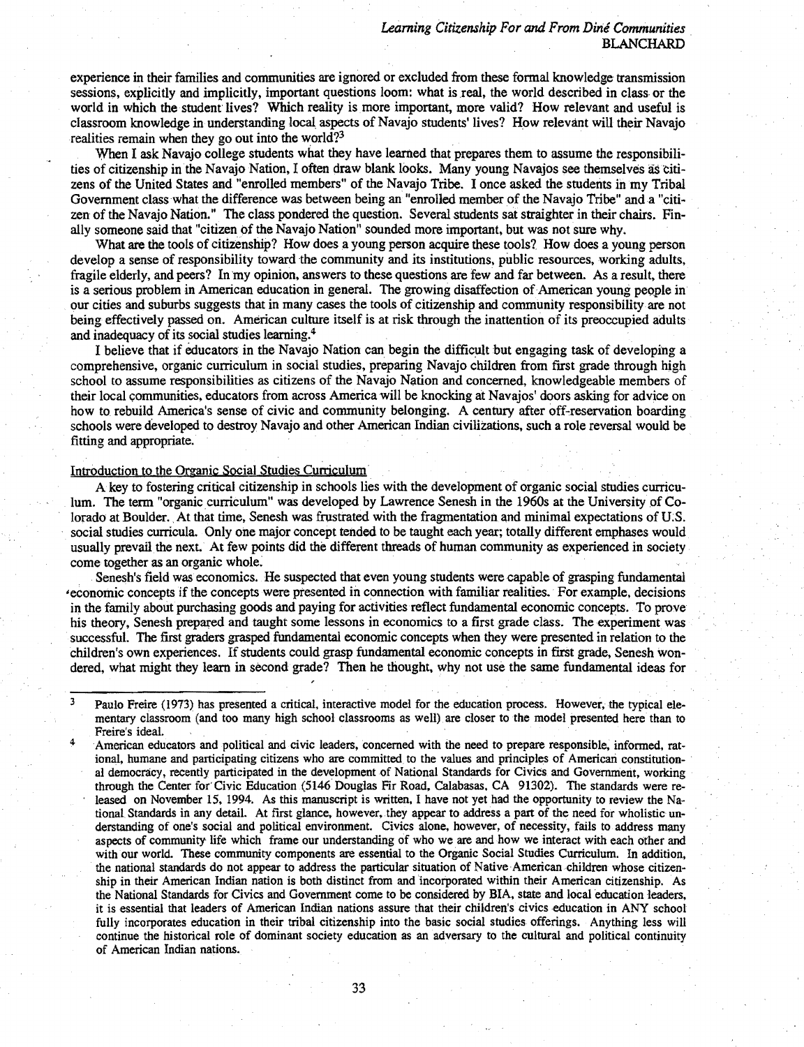experience in their families and communities are ignored or excluded from these formal knowledge transmission sessions, explicitly and implicitly, important questions loom: what is real, the world described in class or the world in which the student lives? Which reality is more important, more valid? How relevant and useful is classroom knowledge in understanding local aspects of Navajo students' lives? How relevant will their Navajo realities remain when they go out into the world?[3]

When I ask Navajo college students what they have learned that prepares them to assume the responsibilities of citizenship in the Navajo Nation, I often draw blank looks. Many young Navajos see themselves as citizens of the United States and "enrolled members" of the Navajo Tribe. I once asked the students in my Tribal Government class what the difference was between being an "enrolled member of the Navajo Tribe" and a "citizen of the Navajo Nation." The class pondered the question. Several students sat straighter in their chairs. Finally someone said that "citizen of the Navajo Nation" sounded more important, but was not sure why.

What are the tools of citizenship? How does a young person acquire these tools? How does a young person develop a sense of responsibility toward the community and its institutions, public resources, working adults, fragile elderly, and peers? In my opinion, answers to these questions are few and far between. As a result, there is a serious problem in American education in general. The growing disaffection of American young people in our cities and suburbs suggests that in many cases the tools of citizenship and community responsibility are not being effectively passed on. American culture itself is at risk through the inattention of its preoccupied adults and inadequacy of its social studies learning.[4]

I believe that if educators in the Navajo Nation can begin the difficult but engaging task of developing a comprehensive, organic curriculum in social studies, preparing Navajo children from first grade through high school to assume responsibilities as citizens of the Navajo Nation and concerned, knowledgeable members of their local communities, educators from across America will be knocking at Navajos' doors asking for advice on how to rebuild America's sense of civic and community belonging. A century after off-reservation boarding schools were developed to destroy Navajo and other American Indian civilizations, such a role reversal would be fitting and appropriate.

## Introduction to the Organic Social Studies Curriculum

A key to fostering critical citizenship in schools lies with the development of organic social studies curriculum. The term "organic curriculum" was developed by Lawrence Senesh in the 1960s at the University of Colorado at Boulder. At that time, Senesh was frustrated with the fragmentation and minimal expectations of U.S. social studies curricula. Only one major concept tended to be taught each year; totally different emphases would usually prevail the next. At few points did the different threads of human community as experienced in society come together as an organic whole.

Senesh's field was economics. He suspected that even young students were capable of grasping fundamental economic concepts if the concepts were presented in connection with familiar realities. For example, decisions in the family about purchasing goods and paying for activities reflect fundamental economic concepts. To prove his theory, Senesh prepared and taught some lessons in economics to a first grade class. The experiment was successful. The first graders grasped fundamental economic concepts when they were presented in relation to the children's own experiences. If students could grasp fundamental economic concepts in first grade, Senesh wondered, what might they learn in second grade? Then he thought, why not use the same fundamental ideas for

---

[3] Paulo Freire (1973) has presented a critical, interactive model for the education process. However, the typical elementary classroom (and too many high school classrooms as well) are closer to the model presented here than to Freire's ideal.

[4] American educators and political and civic leaders, concerned with the need to prepare responsible, informed, rational, humane and participating citizens who are committed to the values and principles of American constitutional democracy, recently participated in the development of National Standards for Civics and Government, working through the Center for Civic Education (5146 Douglas Fir Road, Calabasas, CA 91302). The standards were released on November 15, 1994. As this manuscript is written, I have not yet had the opportunity to review the National Standards in any detail. At first glance, however, they appear to address a part of the need for wholistic understanding of one's social and political environment. Civics alone, however, of necessity, fails to address many aspects of community life which frame our understanding of who we are and how we interact with each other and with our world. These community components are essential to the Organic Social Studies Curriculum. In addition, the national standards do not appear to address the particular situation of Native American children whose citizenship in their American Indian nation is both distinct from and incorporated within their American citizenship. As the National Standards for Civics and Government come to be considered by BIA, state and local education leaders, it is essential that leaders of American Indian nations assure that their children's civics education in ANY school fully incorporates education in their tribal citizenship into the basic social studies offerings. Anything less will continue the historical role of dominant society education as an adversary to the cultural and political continuity of American Indian nations.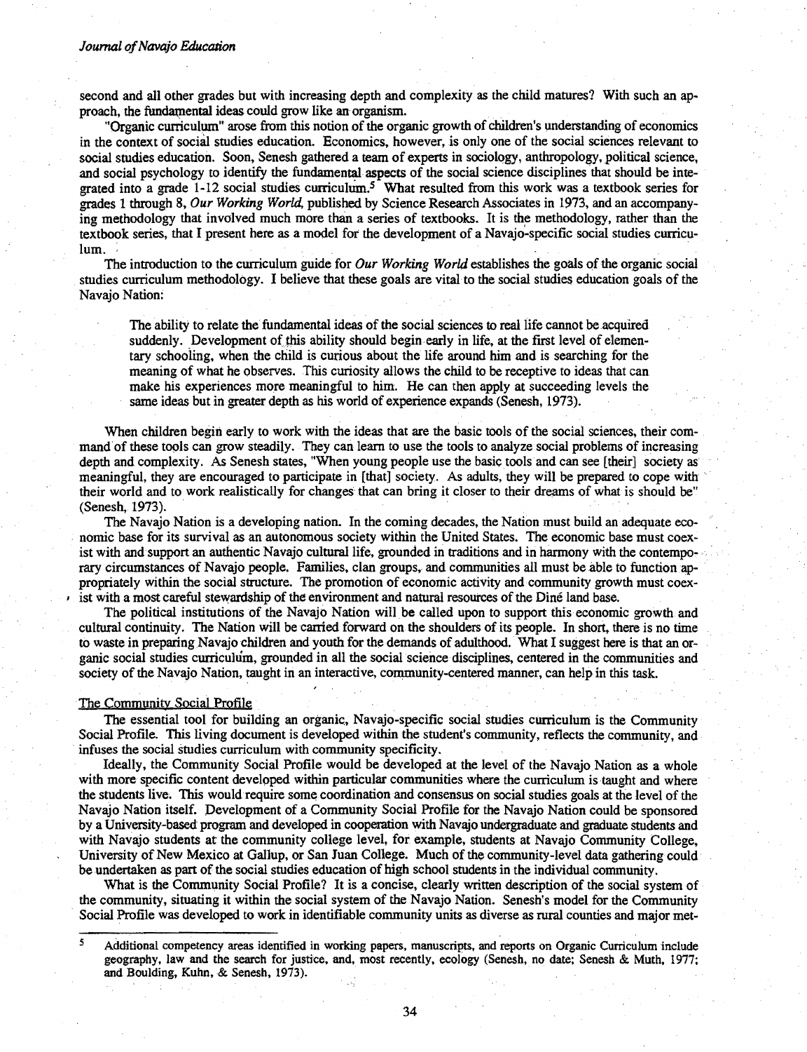second and all other grades but with increasing depth and complexity as the child matures? With such an approach, the fundamental ideas could grow like an organism.

"Organic curriculum" arose from this notion of the organic growth of children's understanding of economics in the context of social studies education. Economics, however, is only one of the social sciences relevant to social studies education. Soon, Senesh gathered a team of experts in sociology, anthropology, political science, and social psychology to identify the fundamental aspects of the social science disciplines that should be integrated into a grade 1-12 social studies curriculum.[5] What resulted from this work was a textbook series for grades 1 through 8, *Our Working World*, published by Science Research Associates in 1973, and an accompanying methodology that involved much more than a series of textbooks. It is the methodology, rather than the textbook series, that I present here as a model for the development of a Navajo-specific social studies curriculum.

The introduction to the curriculum guide for *Our Working World* establishes the goals of the organic social studies curriculum methodology. I believe that these goals are vital to the social studies education goals of the Navajo Nation:

> The ability to relate the fundamental ideas of the social sciences to real life cannot be acquired suddenly. Development of this ability should begin early in life, at the first level of elementary schooling, when the child is curious about the life around him and is searching for the meaning of what he observes. This curiosity allows the child to be receptive to ideas that can make his experiences more meaningful to him. He can then apply at succeeding levels the same ideas but in greater depth as his world of experience expands (Senesh, 1973).

When children begin early to work with the ideas that are the basic tools of the social sciences, their command of these tools can grow steadily. They can learn to use the tools to analyze social problems of increasing depth and complexity. As Senesh states, "When young people use the basic tools and can see [their] society as meaningful, they are encouraged to participate in [that] society. As adults, they will be prepared to cope with their world and to work realistically for changes that can bring it closer to their dreams of what is should be" (Senesh, 1973).

The Navajo Nation is a developing nation. In the coming decades, the Nation must build an adequate economic base for its survival as an autonomous society within the United States. The economic base must coexist with and support an authentic Navajo cultural life, grounded in traditions and in harmony with the contemporary circumstances of Navajo people. Families, clan groups, and communities all must be able to function appropriately within the social structure. The promotion of economic activity and community growth must coexist with a most careful stewardship of the environment and natural resources of the Diné land base.

The political institutions of the Navajo Nation will be called upon to support this economic growth and cultural continuity. The Nation will be carried forward on the shoulders of its people. In short, there is no time to waste in preparing Navajo children and youth for the demands of adulthood. What I suggest here is that an organic social studies curriculum, grounded in all the social science disciplines, centered in the communities and society of the Navajo Nation, taught in an interactive, community-centered manner, can help in this task.

## The Community Social Profile

The essential tool for building an organic, Navajo-specific social studies curriculum is the Community Social Profile. This living document is developed within the student's community, reflects the community, and infuses the social studies curriculum with community specificity.

Ideally, the Community Social Profile would be developed at the level of the Navajo Nation as a whole with more specific content developed within particular communities where the curriculum is taught and where the students live. This would require some coordination and consensus on social studies goals at the level of the Navajo Nation itself. Development of a Community Social Profile for the Navajo Nation could be sponsored by a University-based program and developed in cooperation with Navajo undergraduate and graduate students and with Navajo students at the community college level, for example, students at Navajo Community College, University of New Mexico at Gallup, or San Juan College. Much of the community-level data gathering could be undertaken as part of the social studies education of high school students in the individual community.

What is the Community Social Profile? It is a concise, clearly written description of the social system of the community, situating it within the social system of the Navajo Nation. Senesh's model for the Community Social Profile was developed to work in identifiable community units as diverse as rural counties and major met-

---

[5] Additional competency areas identified in working papers, manuscripts, and reports on Organic Curriculum include geography, law and the search for justice, and, most recently, ecology (Senesh, no date; Senesh & Muth, 1977; and Boulding, Kuhn, & Senesh, 1973).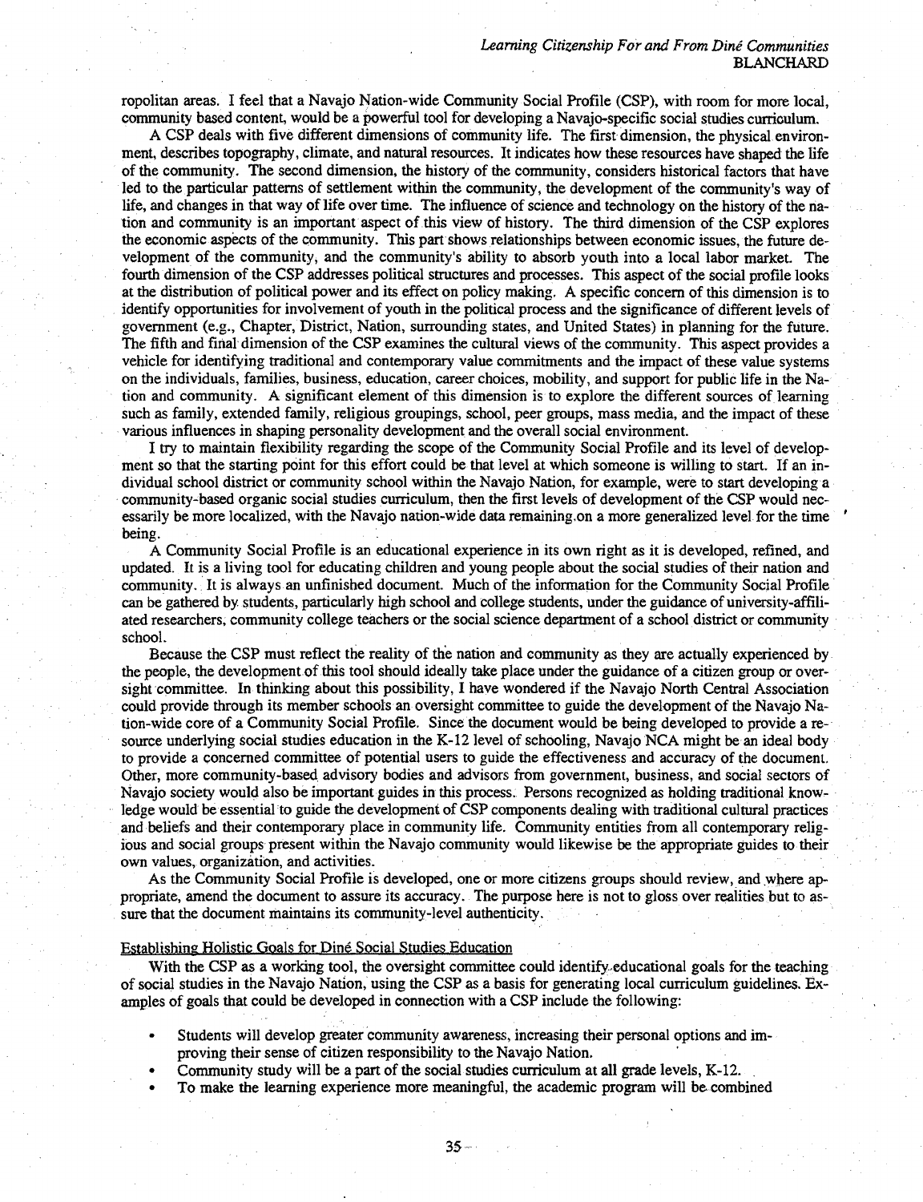ropolitan areas. I feel that a Navajo Nation-wide Community Social Profile (CSP), with room for more local, community based content, would be a powerful tool for developing a Navajo-specific social studies curriculum.

A CSP deals with five different dimensions of community life. The first dimension, the physical environment, describes topography, climate, and natural resources. It indicates how these resources have shaped the life of the community. The second dimension, the history of the community, considers historical factors that have led to the particular patterns of settlement within the community, the development of the community's way of life, and changes in that way of life over time. The influence of science and technology on the history of the nation and community is an important aspect of this view of history. The third dimension of the CSP explores the economic aspects of the community. This part shows relationships between economic issues, the future development of the community, and the community's ability to absorb youth into a local labor market. The fourth dimension of the CSP addresses political structures and processes. This aspect of the social profile looks at the distribution of political power and its effect on policy making. A specific concern of this dimension is to identify opportunities for involvement of youth in the political process and the significance of different levels of government (e.g., Chapter, District, Nation, surrounding states, and United States) in planning for the future. The fifth and final dimension of the CSP examines the cultural views of the community. This aspect provides a vehicle for identifying traditional and contemporary value commitments and the impact of these value systems on the individuals, families, business, education, career choices, mobility, and support for public life in the Nation and community. A significant element of this dimension is to explore the different sources of learning such as family, extended family, religious groupings, school, peer groups, mass media, and the impact of these various influences in shaping personality development and the overall social environment.

I try to maintain flexibility regarding the scope of the Community Social Profile and its level of development so that the starting point for this effort could be that level at which someone is willing to start. If an individual school district or community school within the Navajo Nation, for example, were to start developing a community-based organic social studies curriculum, then the first levels of development of the CSP would necessarily be more localized, with the Navajo nation-wide data remaining on a more generalized level for the time being.

A Community Social Profile is an educational experience in its own right as it is developed, refined, and updated. It is a living tool for educating children and young people about the social studies of their nation and community. It is always an unfinished document. Much of the information for the Community Social Profile can be gathered by students, particularly high school and college students, under the guidance of university-affiliated researchers, community college teachers or the social science department of a school district or community school.

Because the CSP must reflect the reality of the nation and community as they are actually experienced by the people, the development of this tool should ideally take place under the guidance of a citizen group or oversight committee. In thinking about this possibility, I have wondered if the Navajo North Central Association could provide through its member schools an oversight committee to guide the development of the Navajo Nation-wide core of a Community Social Profile. Since the document would be being developed to provide a resource underlying social studies education in the K-12 level of schooling, Navajo NCA might be an ideal body to provide a concerned committee of potential users to guide the effectiveness and accuracy of the document. Other, more community-based advisory bodies and advisors from government, business, and social sectors of Navajo society would also be important guides in this process. Persons recognized as holding traditional knowledge would be essential to guide the development of CSP components dealing with traditional cultural practices and beliefs and their contemporary place in community life. Community entities from all contemporary religious and social groups present within the Navajo community would likewise be the appropriate guides to their own values, organization, and activities.

As the Community Social Profile is developed, one or more citizens groups should review, and where appropriate, amend the document to assure its accuracy. The purpose here is not to gloss over realities but to assure that the document maintains its community-level authenticity.

## Establishing Holistic Goals for Diné Social Studies Education

With the CSP as a working tool, the oversight committee could identify educational goals for the teaching of social studies in the Navajo Nation, using the CSP as a basis for generating local curriculum guidelines. Examples of goals that could be developed in connection with a CSP include the following:

- Students will develop greater community awareness, increasing their personal options and improving their sense of citizen responsibility to the Navajo Nation.
- Community study will be a part of the social studies curriculum at all grade levels, K-12.
- To make the learning experience more meaningful, the academic program will be combined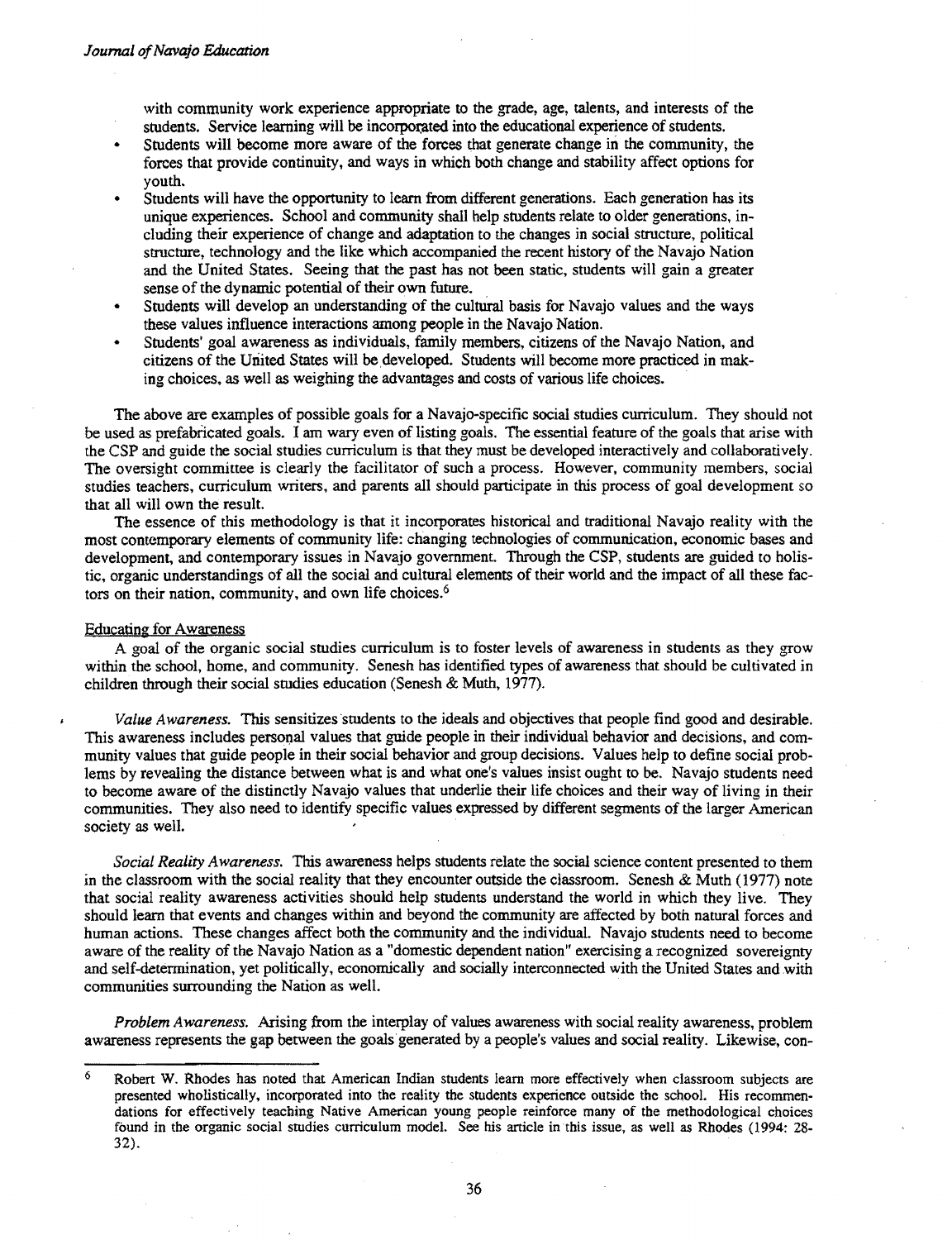with community work experience appropriate to the grade, age, talents, and interests of the students. Service learning will be incorporated into the educational experience of students.

- Students will become more aware of the forces that generate change in the community, the forces that provide continuity, and ways in which both change and stability affect options for youth.
- Students will have the opportunity to learn from different generations. Each generation has its unique experiences. School and community shall help students relate to older generations, including their experience of change and adaptation to the changes in social structure, political structure, technology and the like which accompanied the recent history of the Navajo Nation and the United States. Seeing that the past has not been static, students will gain a greater sense of the dynamic potential of their own future.
- Students will develop an understanding of the cultural basis for Navajo values and the ways these values influence interactions among people in the Navajo Nation.
- Students' goal awareness as individuals, family members, citizens of the Navajo Nation, and citizens of the United States will be developed. Students will become more practiced in making choices, as well as weighing the advantages and costs of various life choices.

The above are examples of possible goals for a Navajo-specific social studies curriculum. They should not be used as prefabricated goals. I am wary even of listing goals. The essential feature of the goals that arise with the CSP and guide the social studies curriculum is that they must be developed interactively and collaboratively. The oversight committee is clearly the facilitator of such a process. However, community members, social studies teachers, curriculum writers, and parents all should participate in this process of goal development so that all will own the result.

The essence of this methodology is that it incorporates historical and traditional Navajo reality with the most contemporary elements of community life: changing technologies of communication, economic bases and development, and contemporary issues in Navajo government. Through the CSP, students are guided to holistic, organic understandings of all the social and cultural elements of their world and the impact of all these factors on their nation, community, and own life choices.[6]

Educating for Awareness

A goal of the organic social studies curriculum is to foster levels of awareness in students as they grow within the school, home, and community. Senesh has identified types of awareness that should be cultivated in children through their social studies education (Senesh & Muth, 1977).

*Value Awareness.* This sensitizes students to the ideals and objectives that people find good and desirable. This awareness includes personal values that guide people in their individual behavior and decisions, and community values that guide people in their social behavior and group decisions. Values help to define social problems by revealing the distance between what is and what one's values insist ought to be. Navajo students need to become aware of the distinctly Navajo values that underlie their life choices and their way of living in their communities. They also need to identify specific values expressed by different segments of the larger American society as well.

*Social Reality Awareness.* This awareness helps students relate the social science content presented to them in the classroom with the social reality that they encounter outside the classroom. Senesh & Muth (1977) note that social reality awareness activities should help students understand the world in which they live. They should learn that events and changes within and beyond the community are affected by both natural forces and human actions. These changes affect both the community and the individual. Navajo students need to become aware of the reality of the Navajo Nation as a "domestic dependent nation" exercising a recognized sovereignty and self-determination, yet politically, economically and socially interconnected with the United States and with communities surrounding the Nation as well.

*Problem Awareness.* Arising from the interplay of values awareness with social reality awareness, problem awareness represents the gap between the goals generated by a people's values and social reality. Likewise, con-

---

[6] Robert W. Rhodes has noted that American Indian students learn more effectively when classroom subjects are presented wholistically, incorporated into the reality the students experience outside the school. His recommendations for effectively teaching Native American young people reinforce many of the methodological choices found in the organic social studies curriculum model. See his article in this issue, as well as Rhodes (1994: 28-32).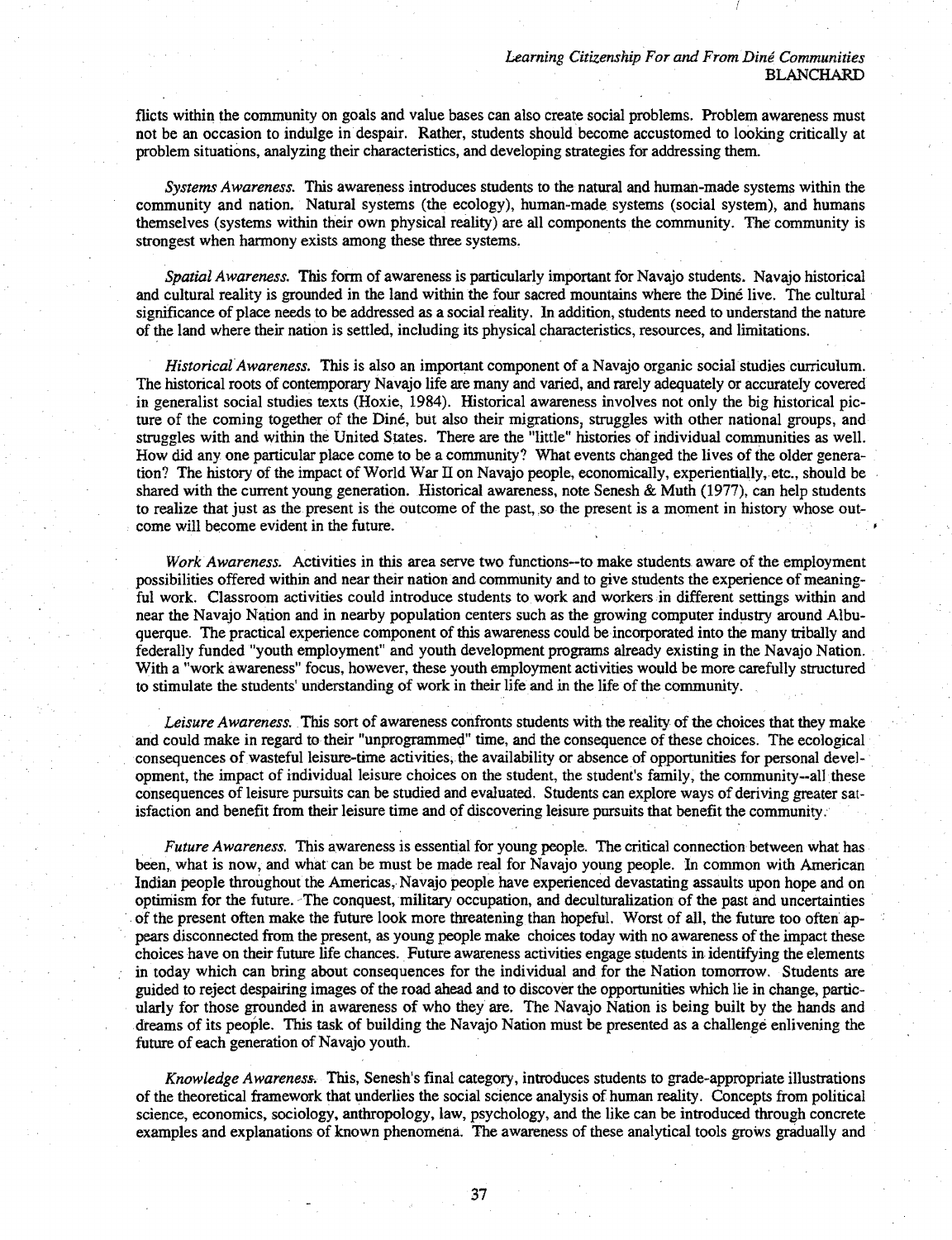flicts within the community on goals and value bases can also create social problems. Problem awareness must not be an occasion to indulge in despair. Rather, students should become accustomed to looking critically at problem situations, analyzing their characteristics, and developing strategies for addressing them.

*Systems Awareness.* This awareness introduces students to the natural and human-made systems within the community and nation. Natural systems (the ecology), human-made systems (social system), and humans themselves (systems within their own physical reality) are all components the community. The community is strongest when harmony exists among these three systems.

*Spatial Awareness.* This form of awareness is particularly important for Navajo students. Navajo historical and cultural reality is grounded in the land within the four sacred mountains where the Diné live. The cultural significance of place needs to be addressed as a social reality. In addition, students need to understand the nature of the land where their nation is settled, including its physical characteristics, resources, and limitations.

*Historical Awareness.* This is also an important component of a Navajo organic social studies curriculum. The historical roots of contemporary Navajo life are many and varied, and rarely adequately or accurately covered in generalist social studies texts (Hoxie, 1984). Historical awareness involves not only the big historical picture of the coming together of the Diné, but also their migrations, struggles with other national groups, and struggles with and within the United States. There are the "little" histories of individual communities as well. How did any one particular place come to be a community? What events changed the lives of the older generation? The history of the impact of World War II on Navajo people, economically, experientially, etc., should be shared with the current young generation. Historical awareness, note Senesh & Muth (1977), can help students to realize that just as the present is the outcome of the past, so the present is a moment in history whose outcome will become evident in the future.

*Work Awareness.* Activities in this area serve two functions--to make students aware of the employment possibilities offered within and near their nation and community and to give students the experience of meaningful work. Classroom activities could introduce students to work and workers in different settings within and near the Navajo Nation and in nearby population centers such as the growing computer industry around Albuquerque. The practical experience component of this awareness could be incorporated into the many tribally and federally funded "youth employment" and youth development programs already existing in the Navajo Nation. With a "work awareness" focus, however, these youth employment activities would be more carefully structured to stimulate the students' understanding of work in their life and in the life of the community.

*Leisure Awareness.* This sort of awareness confronts students with the reality of the choices that they make and could make in regard to their "unprogrammed" time, and the consequence of these choices. The ecological consequences of wasteful leisure-time activities, the availability or absence of opportunities for personal development, the impact of individual leisure choices on the student, the student's family, the community--all these consequences of leisure pursuits can be studied and evaluated. Students can explore ways of deriving greater satisfaction and benefit from their leisure time and of discovering leisure pursuits that benefit the community.

*Future Awareness.* This awareness is essential for young people. The critical connection between what has been, what is now, and what can be must be made real for Navajo young people. In common with American Indian people throughout the Americas, Navajo people have experienced devastating assaults upon hope and on optimism for the future. The conquest, military occupation, and deculturalization of the past and uncertainties of the present often make the future look more threatening than hopeful. Worst of all, the future too often appears disconnected from the present, as young people make choices today with no awareness of the impact these choices have on their future life chances. Future awareness activities engage students in identifying the elements in today which can bring about consequences for the individual and for the Nation tomorrow. Students are guided to reject despairing images of the road ahead and to discover the opportunities which lie in change, particularly for those grounded in awareness of who they are. The Navajo Nation is being built by the hands and dreams of its people. This task of building the Navajo Nation must be presented as a challenge enlivening the future of each generation of Navajo youth.

*Knowledge Awareness.* This, Senesh's final category, introduces students to grade-appropriate illustrations of the theoretical framework that underlies the social science analysis of human reality. Concepts from political science, economics, sociology, anthropology, law, psychology, and the like can be introduced through concrete examples and explanations of known phenomena. The awareness of these analytical tools grows gradually and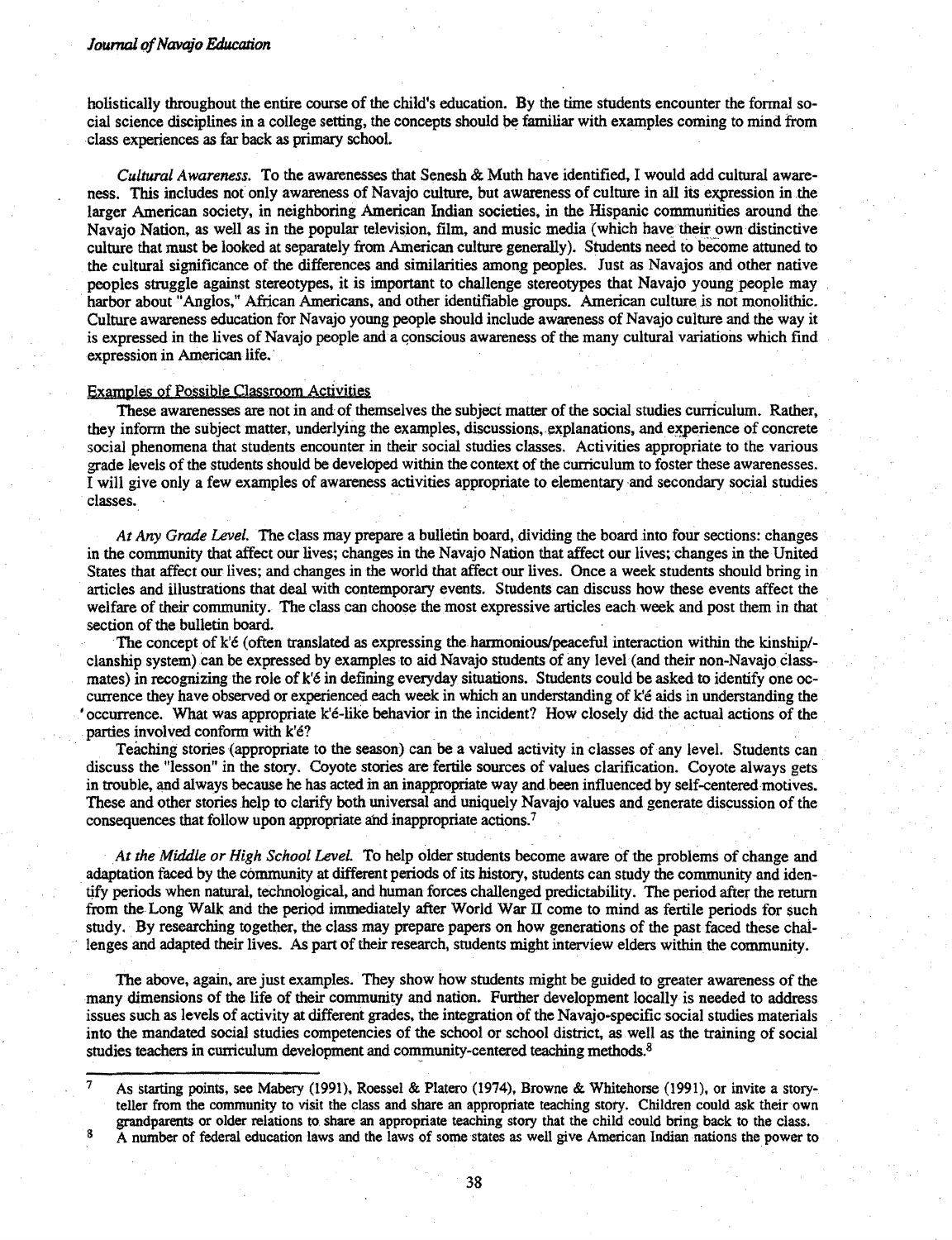holistically throughout the entire course of the child's education. By the time students encounter the formal social science disciplines in a college setting, the concepts should be familiar with examples coming to mind from class experiences as far back as primary school.

*Cultural Awareness.* To the awarenesses that Senesh & Muth have identified, I would add cultural awareness. This includes not only awareness of Navajo culture, but awareness of culture in all its expression in the larger American society, in neighboring American Indian societies, in the Hispanic communities around the Navajo Nation, as well as in the popular television, film, and music media (which have their own distinctive culture that must be looked at separately from American culture generally). Students need to become attuned to the cultural significance of the differences and similarities among peoples. Just as Navajos and other native peoples struggle against stereotypes, it is important to challenge stereotypes that Navajo young people may harbor about "Anglos," African Americans, and other identifiable groups. American culture is not monolithic. Culture awareness education for Navajo young people should include awareness of Navajo culture and the way it is expressed in the lives of Navajo people and a conscious awareness of the many cultural variations which find expression in American life.

## Examples of Possible Classroom Activities

These awarenesses are not in and of themselves the subject matter of the social studies curriculum. Rather, they inform the subject matter, underlying the examples, discussions, explanations, and experience of concrete social phenomena that students encounter in their social studies classes. Activities appropriate to the various grade levels of the students should be developed within the context of the curriculum to foster these awarenesses. I will give only a few examples of awareness activities appropriate to elementary and secondary social studies classes.

*At Any Grade Level.* The class may prepare a bulletin board, dividing the board into four sections: changes in the community that affect our lives; changes in the Navajo Nation that affect our lives; changes in the United States that affect our lives; and changes in the world that affect our lives. Once a week students should bring in articles and illustrations that deal with contemporary events. Students can discuss how these events affect the welfare of their community. The class can choose the most expressive articles each week and post them in that section of the bulletin board.

The concept of k'é (often translated as expressing the harmonious/peaceful interaction within the kinship/-clanship system) can be expressed by examples to aid Navajo students of any level (and their non-Navajo classmates) in recognizing the role of k'é in defining everyday situations. Students could be asked to identify one occurrence they have observed or experienced each week in which an understanding of k'é aids in understanding the occurrence. What was appropriate k'é-like behavior in the incident? How closely did the actual actions of the parties involved conform with k'é?

Teaching stories (appropriate to the season) can be a valued activity in classes of any level. Students can discuss the "lesson" in the story. Coyote stories are fertile sources of values clarification. Coyote always gets in trouble, and always because he has acted in an inappropriate way and been influenced by self-centered motives. These and other stories help to clarify both universal and uniquely Navajo values and generate discussion of the consequences that follow upon appropriate and inappropriate actions.[7]

*At the Middle or High School Level.* To help older students become aware of the problems of change and adaptation faced by the community at different periods of its history, students can study the community and identify periods when natural, technological, and human forces challenged predictability. The period after the return from the Long Walk and the period immediately after World War II come to mind as fertile periods for such study. By researching together, the class may prepare papers on how generations of the past faced these challenges and adapted their lives. As part of their research, students might interview elders within the community.

The above, again, are just examples. They show how students might be guided to greater awareness of the many dimensions of the life of their community and nation. Further development locally is needed to address issues such as levels of activity at different grades, the integration of the Navajo-specific social studies materials into the mandated social studies competencies of the school or school district, as well as the training of social studies teachers in curriculum development and community-centered teaching methods.[8]

---

[7] As starting points, see Mabery (1991), Roessel & Platero (1974), Browne & Whitehorse (1991), or invite a storyteller from the community to visit the class and share an appropriate teaching story. Children could ask their own grandparents or older relations to share an appropriate teaching story that the child could bring back to the class.

[8] A number of federal education laws and the laws of some states as well give American Indian nations the power to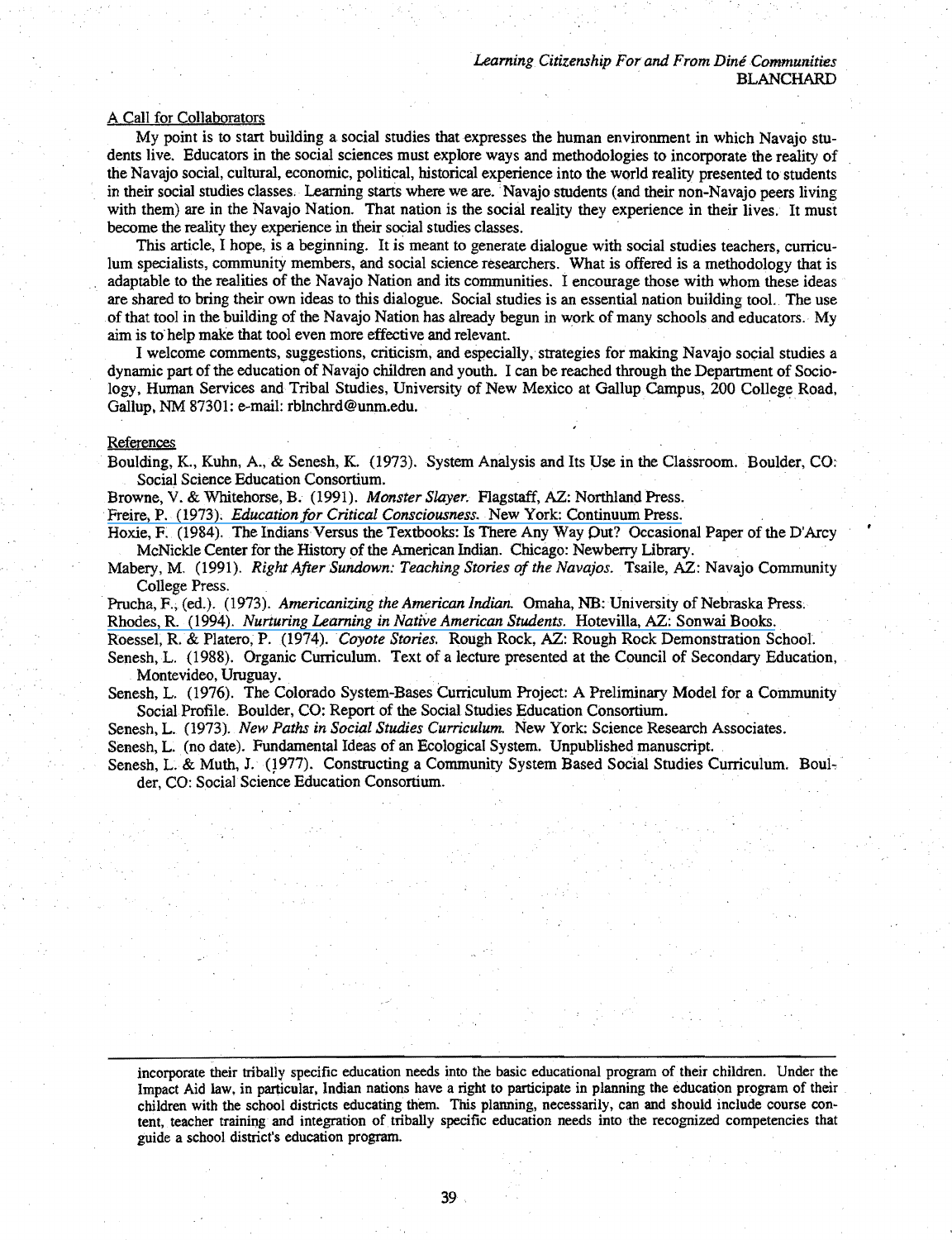## A Call for Collaborators

My point is to start building a social studies that expresses the human environment in which Navajo students live. Educators in the social sciences must explore ways and methodologies to incorporate the reality of the Navajo social, cultural, economic, political, historical experience into the world reality presented to students in their social studies classes. Learning starts where we are. Navajo students (and their non-Navajo peers living with them) are in the Navajo Nation. That nation is the social reality they experience in their lives. It must become the reality they experience in their social studies classes.

This article, I hope, is a beginning. It is meant to generate dialogue with social studies teachers, curriculum specialists, community members, and social science researchers. What is offered is a methodology that is adaptable to the realities of the Navajo Nation and its communities. I encourage those with whom these ideas are shared to bring their own ideas to this dialogue. Social studies is an essential nation building tool. The use of that tool in the building of the Navajo Nation has already begun in work of many schools and educators. My aim is to help make that tool even more effective and relevant.

I welcome comments, suggestions, criticism, and especially, strategies for making Navajo social studies a dynamic part of the education of Navajo children and youth. I can be reached through the Department of Sociology, Human Services and Tribal Studies, University of New Mexico at Gallup Campus, 200 College Road, Gallup, NM 87301: e-mail: rblnchrd@unm.edu.

## References

Boulding, K., Kuhn, A., & Senesh, K. (1973). System Analysis and Its Use in the Classroom. Boulder, CO: Social Science Education Consortium.

Browne, V. & Whitehorse, B. (1991). *Monster Slayer.* Flagstaff, AZ: Northland Press.

Freire, P. (1973). *Education for Critical Consciousness.* New York: Continuum Press.

Hoxie, F. (1984). The Indians Versus the Textbooks: Is There Any Way Out? Occasional Paper of the D'Arcy McNickle Center for the History of the American Indian. Chicago: Newberry Library.

Mabery, M. (1991). *Right After Sundown: Teaching Stories of the Navajos.* Tsaile, AZ: Navajo Community College Press.

Prucha, F., (ed.). (1973). *Americanizing the American Indian.* Omaha, NB: University of Nebraska Press.

Rhodes, R. (1994). *Nurturing Learning in Native American Students.* Hotevilla, AZ: Sonwai Books.

Roessel, R. & Platero, P. (1974). *Coyote Stories.* Rough Rock, AZ: Rough Rock Demonstration School.

Senesh, L. (1988). Organic Curriculum. Text of a lecture presented at the Council of Secondary Education, Montevideo, Uruguay.

Senesh, L. (1976). The Colorado System-Bases Curriculum Project: A Preliminary Model for a Community Social Profile. Boulder, CO: Report of the Social Studies Education Consortium.

Senesh, L. (1973). *New Paths in Social Studies Curriculum.* New York: Science Research Associates.

Senesh, L. (no date). Fundamental Ideas of an Ecological System. Unpublished manuscript.

Senesh, L. & Muth, J. (1977). Constructing a Community System Based Social Studies Curriculum. Boulder, CO: Social Science Education Consortium.

---

incorporate their tribally specific education needs into the basic educational program of their children. Under the Impact Aid law, in particular, Indian nations have a right to participate in planning the education program of their children with the school districts educating them. This planning, necessarily, can and should include course content, teacher training and integration of tribally specific education needs into the recognized competencies that guide a school district's education program.